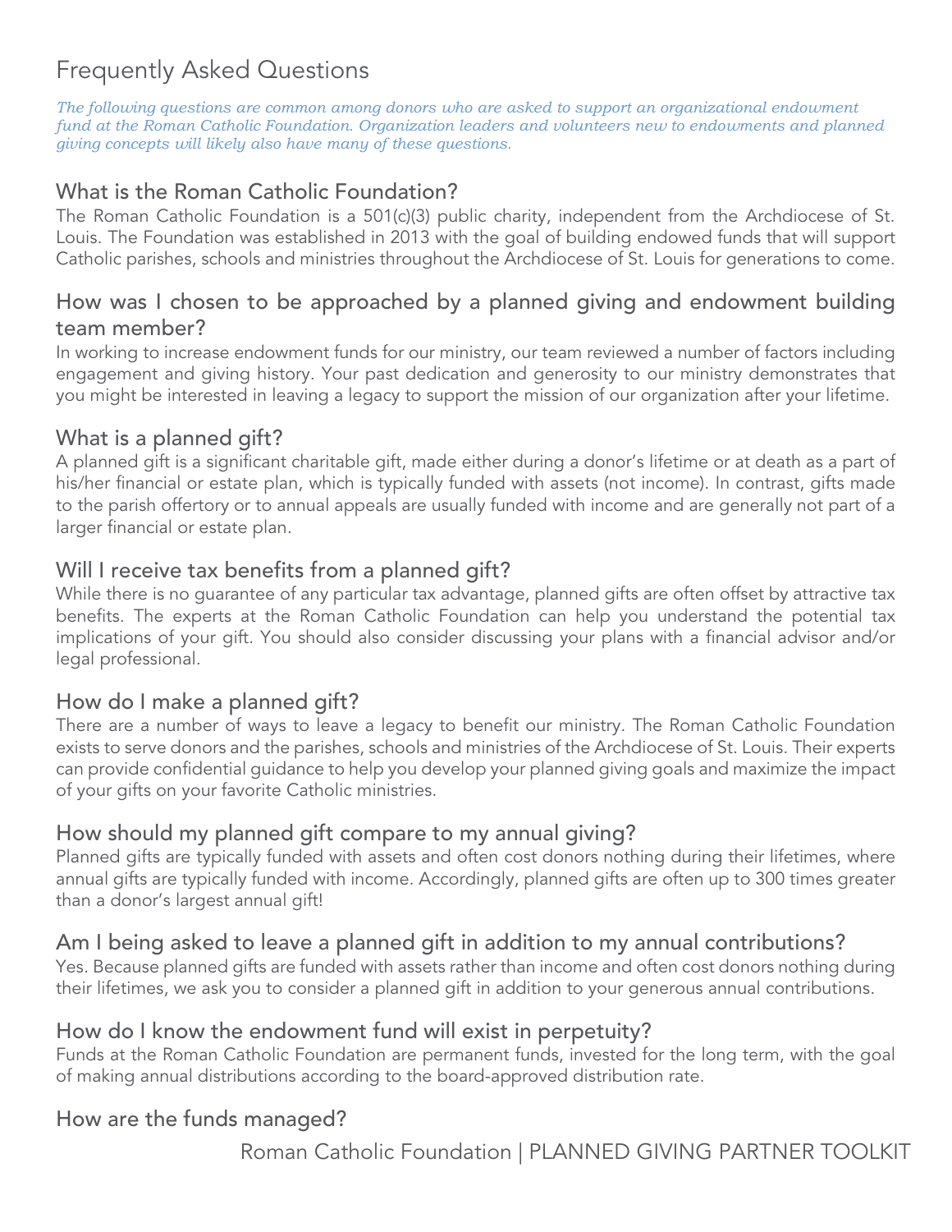# Frequently Asked Questions

*The following questions are common among donors who are asked to support an organizational endowment fund at the Roman Catholic Foundation. Organization leaders and volunteers new to endowments and planned giving concepts will likely also have many of these questions.*

## What is the Roman Catholic Foundation?

The Roman Catholic Foundation is a 501(c)(3) public charity, independent from the Archdiocese of St. Louis. The Foundation was established in 2013 with the goal of building endowed funds that will support Catholic parishes, schools and ministries throughout the Archdiocese of St. Louis for generations to come.

## How was I chosen to be approached by a planned giving and endowment building team member?

In working to increase endowment funds for our ministry, our team reviewed a number of factors including engagement and giving history. Your past dedication and generosity to our ministry demonstrates that you might be interested in leaving a legacy to support the mission of our organization after your lifetime.

## What is a planned gift?

A planned gift is a significant charitable gift, made either during a donor's lifetime or at death as a part of his/her financial or estate plan, which is typically funded with assets (not income). In contrast, gifts made to the parish offertory or to annual appeals are usually funded with income and are generally not part of a larger financial or estate plan.

## Will I receive tax benefits from a planned gift?

While there is no guarantee of any particular tax advantage, planned gifts are often offset by attractive tax benefits. The experts at the Roman Catholic Foundation can help you understand the potential tax implications of your gift. You should also consider discussing your plans with a financial advisor and/or legal professional.

## How do I make a planned gift?

There are a number of ways to leave a legacy to benefit our ministry. The Roman Catholic Foundation exists to serve donors and the parishes, schools and ministries of the Archdiocese of St. Louis. Their experts can provide confidential guidance to help you develop your planned giving goals and maximize the impact of your gifts on your favorite Catholic ministries.

## How should my planned gift compare to my annual giving?

Planned gifts are typically funded with assets and often cost donors nothing during their lifetimes, where annual gifts are typically funded with income. Accordingly, planned gifts are often up to 300 times greater than a donor's largest annual gift!

## Am I being asked to leave a planned gift in addition to my annual contributions?

Yes. Because planned gifts are funded with assets rather than income and often cost donors nothing during their lifetimes, we ask you to consider a planned gift in addition to your generous annual contributions.

## How do I know the endowment fund will exist in perpetuity?

Funds at the Roman Catholic Foundation are permanent funds, invested for the long term, with the goal of making annual distributions according to the board-approved distribution rate.

## How are the funds managed?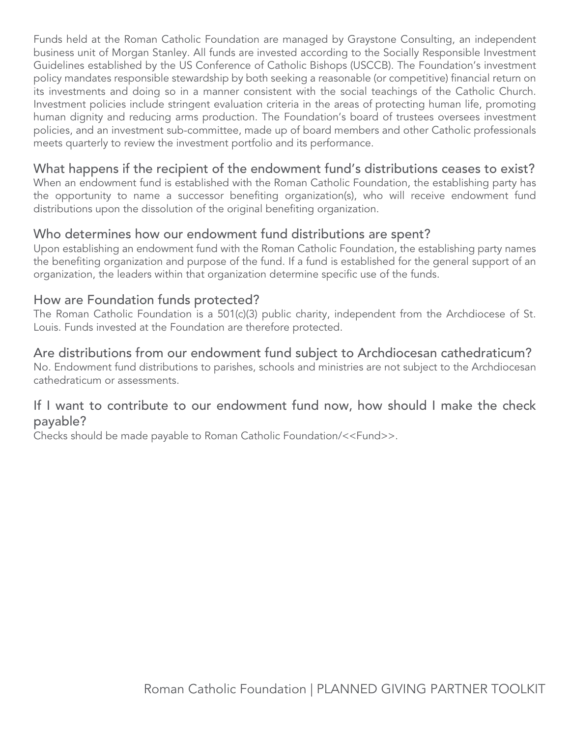Funds held at the Roman Catholic Foundation are managed by Graystone Consulting, an independent business unit of Morgan Stanley. All funds are invested according to the Socially Responsible Investment Guidelines established by the US Conference of Catholic Bishops (USCCB). The Foundation's investment policy mandates responsible stewardship by both seeking a reasonable (or competitive) financial return on its investments and doing so in a manner consistent with the social teachings of the Catholic Church. Investment policies include stringent evaluation criteria in the areas of protecting human life, promoting human dignity and reducing arms production. The Foundation's board of trustees oversees investment policies, and an investment sub-committee, made up of board members and other Catholic professionals meets quarterly to review the investment portfolio and its performance.

## What happens if the recipient of the endowment fund's distributions ceases to exist?

When an endowment fund is established with the Roman Catholic Foundation, the establishing party has the opportunity to name a successor benefiting organization(s), who will receive endowment fund distributions upon the dissolution of the original benefiting organization.

## Who determines how our endowment fund distributions are spent?

Upon establishing an endowment fund with the Roman Catholic Foundation, the establishing party names the benefiting organization and purpose of the fund. If a fund is established for the general support of an organization, the leaders within that organization determine specific use of the funds.

## How are Foundation funds protected?

The Roman Catholic Foundation is a 501(c)(3) public charity, independent from the Archdiocese of St. Louis. Funds invested at the Foundation are therefore protected.

## Are distributions from our endowment fund subject to Archdiocesan cathedraticum?

No. Endowment fund distributions to parishes, schools and ministries are not subject to the Archdiocesan cathedraticum or assessments.

## If I want to contribute to our endowment fund now, how should I make the check payable?

Checks should be made payable to Roman Catholic Foundation/<<Fund>>.